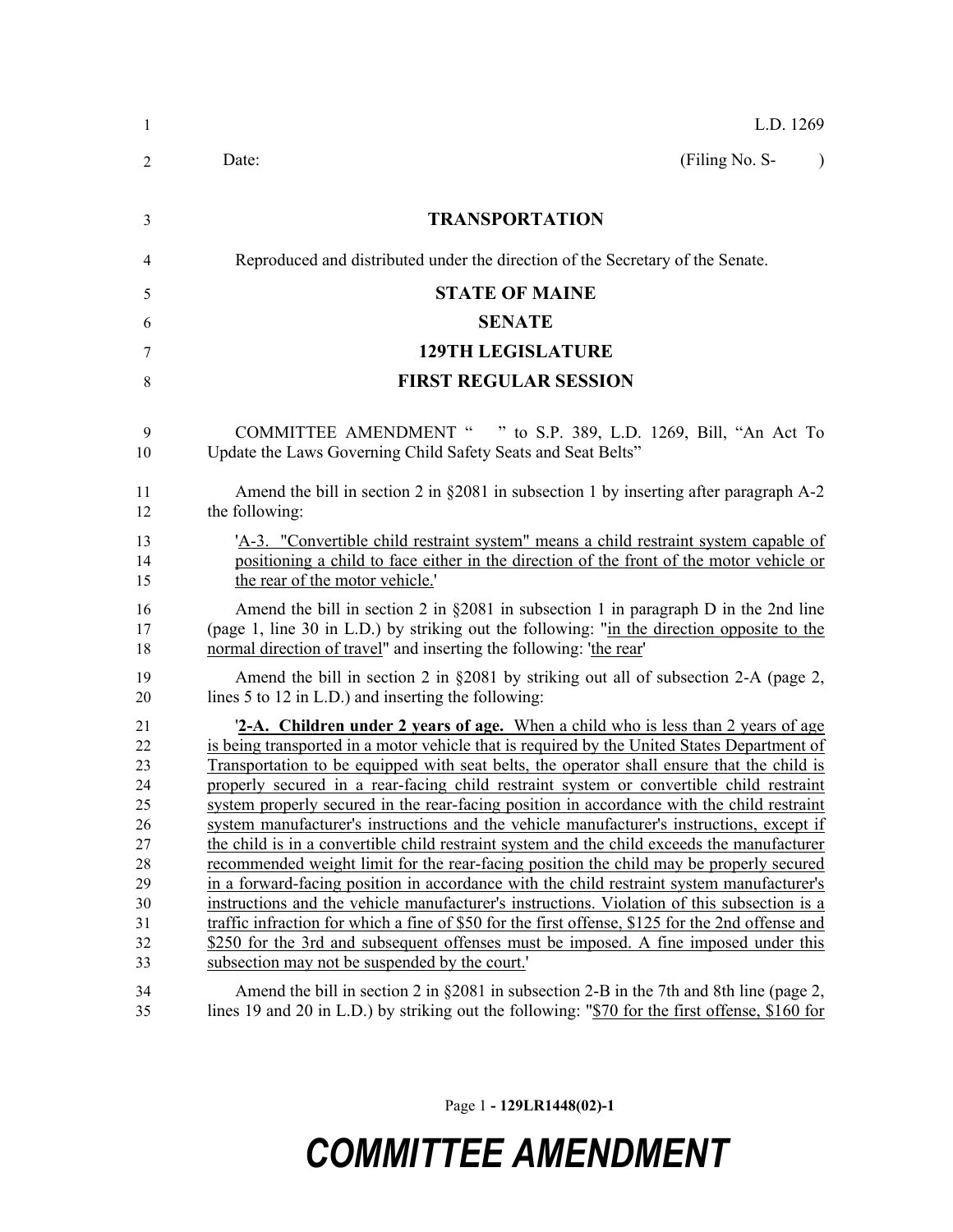L.D. 1269

Date: (Filing No. S- )

**TRANSPORTATION**

Reproduced and distributed under the direction of the Secretary of the Senate.

**STATE OF MAINE**

**SENATE**

**129TH LEGISLATURE**

**FIRST REGULAR SESSION**

COMMITTEE AMENDMENT " " to S.P. 389, L.D. 1269, Bill, "An Act To Update the Laws Governing Child Safety Seats and Seat Belts"

Amend the bill in section 2 in §2081 in subsection 1 by inserting after paragraph A-2 the following:

'A-3. "Convertible child restraint system" means a child restraint system capable of positioning a child to face either in the direction of the front of the motor vehicle or the rear of the motor vehicle.'

Amend the bill in section 2 in §2081 in subsection 1 in paragraph D in the 2nd line (page 1, line 30 in L.D.) by striking out the following: "in the direction opposite to the normal direction of travel" and inserting the following: 'the rear'

Amend the bill in section 2 in §2081 by striking out all of subsection 2-A (page 2, lines 5 to 12 in L.D.) and inserting the following:

'**2-A. Children under 2 years of age.** When a child who is less than 2 years of age is being transported in a motor vehicle that is required by the United States Department of Transportation to be equipped with seat belts, the operator shall ensure that the child is properly secured in a rear-facing child restraint system or convertible child restraint system properly secured in the rear-facing position in accordance with the child restraint system manufacturer's instructions and the vehicle manufacturer's instructions, except if the child is in a convertible child restraint system and the child exceeds the manufacturer recommended weight limit for the rear-facing position the child may be properly secured in a forward-facing position in accordance with the child restraint system manufacturer's instructions and the vehicle manufacturer's instructions. Violation of this subsection is a traffic infraction for which a fine of $50 for the first offense, $125 for the 2nd offense and $250 for the 3rd and subsequent offenses must be imposed. A fine imposed under this subsection may not be suspended by the court.'

Amend the bill in section 2 in §2081 in subsection 2-B in the 7th and 8th line (page 2, lines 19 and 20 in L.D.) by striking out the following: "$70 for the first offense, $160 for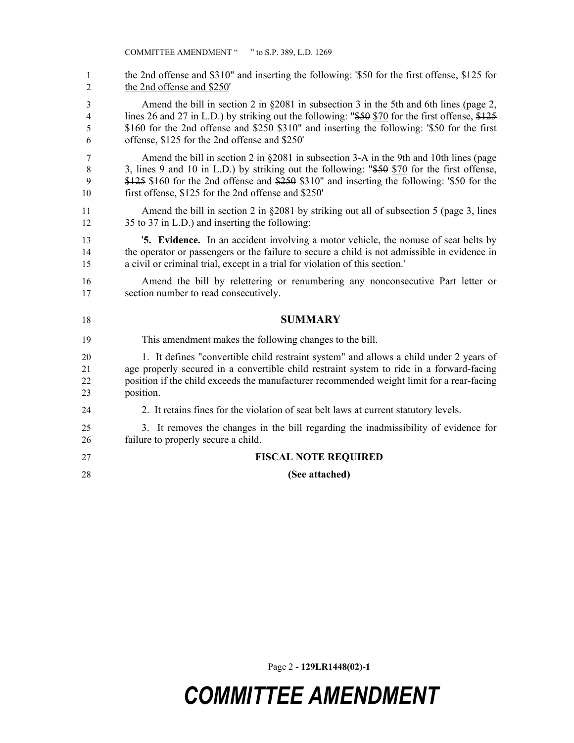the 2nd offense and $310" and inserting the following: '$50 for the first offense, $125 for the 2nd offense and $250'

Amend the bill in section 2 in §2081 in subsection 3 in the 5th and 6th lines (page 2, lines 26 and 27 in L.D.) by striking out the following: "~~$50~~ $70 for the first offense, ~~$125~~ $160 for the 2nd offense and ~~$250~~ $310" and inserting the following: '$50 for the first offense, $125 for the 2nd offense and $250'

Amend the bill in section 2 in §2081 in subsection 3-A in the 9th and 10th lines (page 3, lines 9 and 10 in L.D.) by striking out the following: "~~$50~~ $70 for the first offense, ~~$125~~ $160 for the 2nd offense and ~~$250~~ $310" and inserting the following: '$50 for the first offense, $125 for the 2nd offense and $250'

Amend the bill in section 2 in §2081 by striking out all of subsection 5 (page 3, lines 35 to 37 in L.D.) and inserting the following:

'**5. Evidence.** In an accident involving a motor vehicle, the nonuse of seat belts by the operator or passengers or the failure to secure a child is not admissible in evidence in a civil or criminal trial, except in a trial for violation of this section.'

Amend the bill by relettering or renumbering any nonconsecutive Part letter or section number to read consecutively.

## SUMMARY

This amendment makes the following changes to the bill.

1. It defines "convertible child restraint system" and allows a child under 2 years of age properly secured in a convertible child restraint system to ride in a forward-facing position if the child exceeds the manufacturer recommended weight limit for a rear-facing position.

2. It retains fines for the violation of seat belt laws at current statutory levels.

3. It removes the changes in the bill regarding the inadmissibility of evidence for failure to properly secure a child.

**FISCAL NOTE REQUIRED**

**(See attached)**

# COMMITTEE AMENDMENT